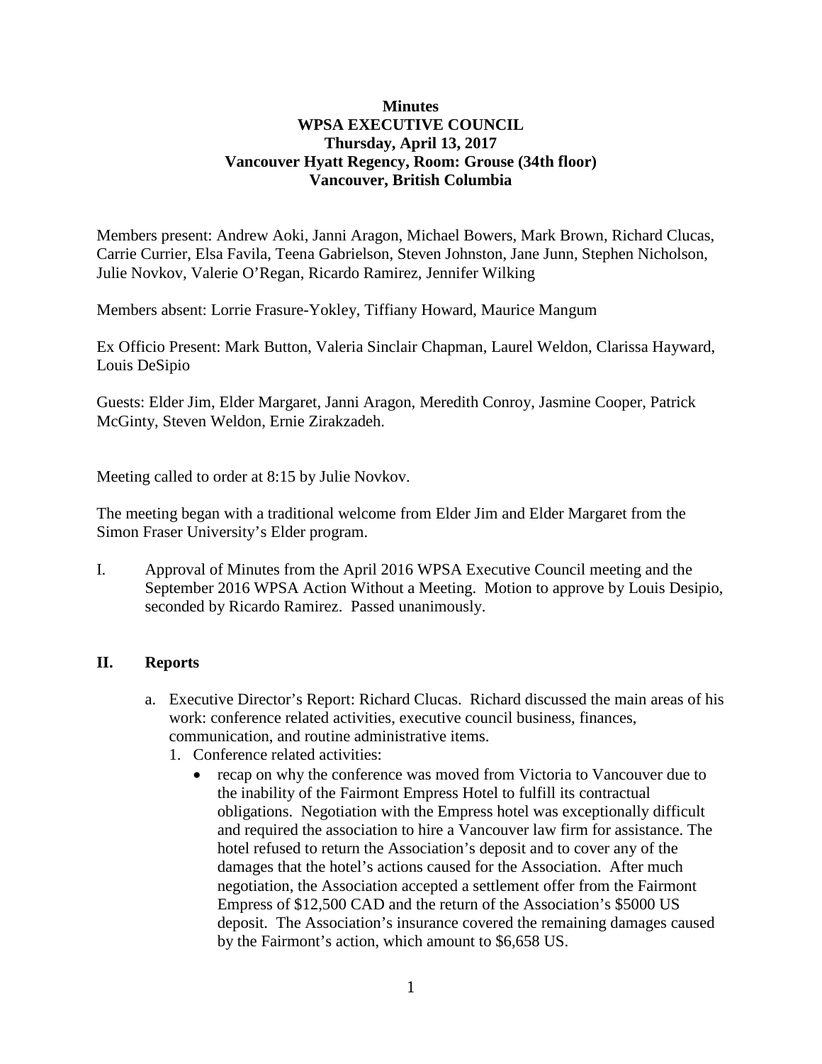**Minutes**
**WPSA EXECUTIVE COUNCIL**
**Thursday, April 13, 2017**
**Vancouver Hyatt Regency, Room: Grouse (34th floor)**
**Vancouver, British Columbia**

Members present: Andrew Aoki, Janni Aragon, Michael Bowers, Mark Brown, Richard Clucas, Carrie Currier, Elsa Favila, Teena Gabrielson, Steven Johnston, Jane Junn, Stephen Nicholson, Julie Novkov, Valerie O'Regan, Ricardo Ramirez, Jennifer Wilking

Members absent: Lorrie Frasure-Yokley, Tiffiany Howard, Maurice Mangum

Ex Officio Present: Mark Button, Valeria Sinclair Chapman, Laurel Weldon, Clarissa Hayward, Louis DeSipio

Guests: Elder Jim, Elder Margaret, Janni Aragon, Meredith Conroy, Jasmine Cooper, Patrick McGinty, Steven Weldon, Ernie Zirakzadeh.

Meeting called to order at 8:15 by Julie Novkov.

The meeting began with a traditional welcome from Elder Jim and Elder Margaret from the Simon Fraser University's Elder program.

I. Approval of Minutes from the April 2016 WPSA Executive Council meeting and the September 2016 WPSA Action Without a Meeting. Motion to approve by Louis Desipio, seconded by Ricardo Ramirez. Passed unanimously.

## II. Reports

a. Executive Director's Report: Richard Clucas. Richard discussed the main areas of his work: conference related activities, executive council business, finances, communication, and routine administrative items.

1. Conference related activities:
   - recap on why the conference was moved from Victoria to Vancouver due to the inability of the Fairmont Empress Hotel to fulfill its contractual obligations. Negotiation with the Empress hotel was exceptionally difficult and required the association to hire a Vancouver law firm for assistance. The hotel refused to return the Association's deposit and to cover any of the damages that the hotel's actions caused for the Association. After much negotiation, the Association accepted a settlement offer from the Fairmont Empress of $12,500 CAD and the return of the Association's $5000 US deposit. The Association's insurance covered the remaining damages caused by the Fairmont's action, which amount to $6,658 US.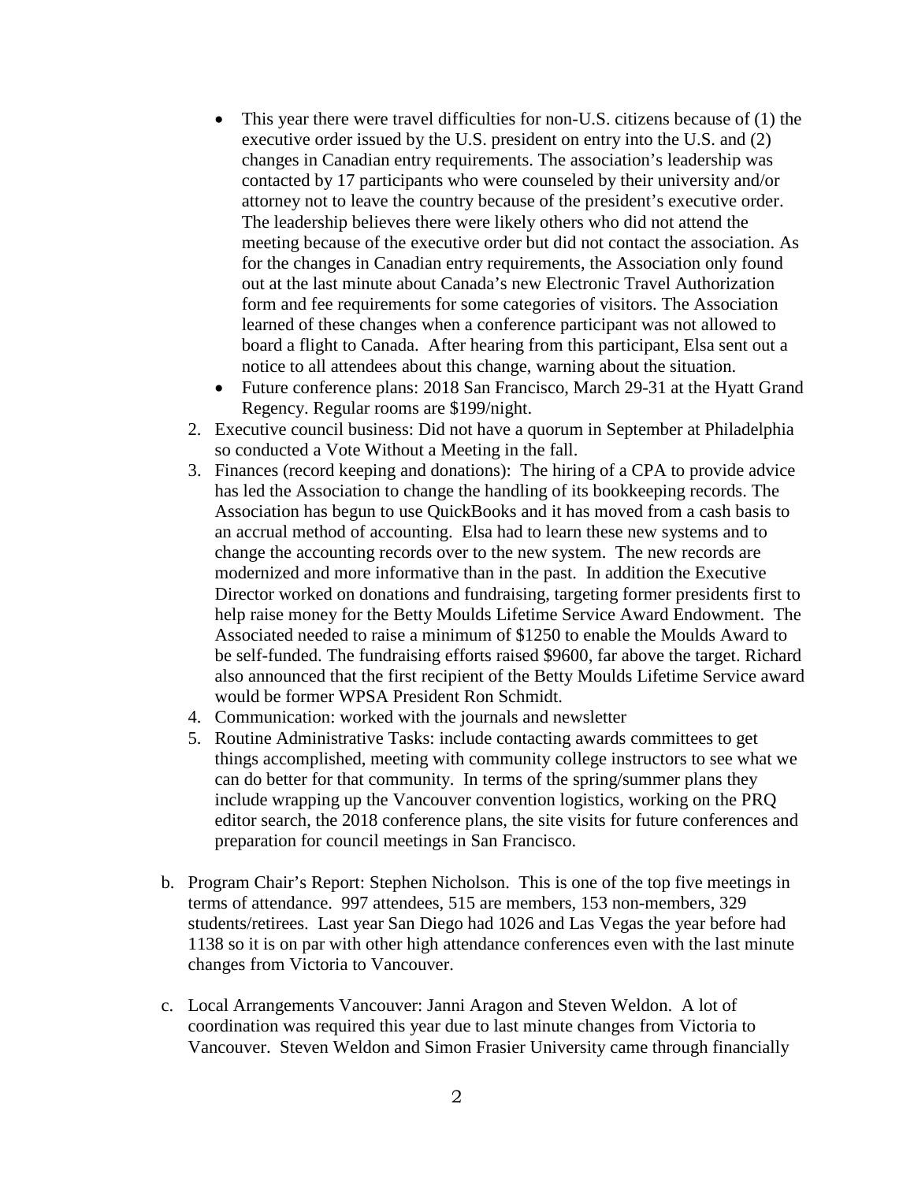- This year there were travel difficulties for non-U.S. citizens because of (1) the executive order issued by the U.S. president on entry into the U.S. and (2) changes in Canadian entry requirements. The association's leadership was contacted by 17 participants who were counseled by their university and/or attorney not to leave the country because of the president's executive order. The leadership believes there were likely others who did not attend the meeting because of the executive order but did not contact the association. As for the changes in Canadian entry requirements, the Association only found out at the last minute about Canada's new Electronic Travel Authorization form and fee requirements for some categories of visitors. The Association learned of these changes when a conference participant was not allowed to board a flight to Canada. After hearing from this participant, Elsa sent out a notice to all attendees about this change, warning about the situation.
- Future conference plans: 2018 San Francisco, March 29-31 at the Hyatt Grand Regency. Regular rooms are $199/night.

2. Executive council business: Did not have a quorum in September at Philadelphia so conducted a Vote Without a Meeting in the fall.
3. Finances (record keeping and donations): The hiring of a CPA to provide advice has led the Association to change the handling of its bookkeeping records. The Association has begun to use QuickBooks and it has moved from a cash basis to an accrual method of accounting. Elsa had to learn these new systems and to change the accounting records over to the new system. The new records are modernized and more informative than in the past. In addition the Executive Director worked on donations and fundraising, targeting former presidents first to help raise money for the Betty Moulds Lifetime Service Award Endowment. The Associated needed to raise a minimum of $1250 to enable the Moulds Award to be self-funded. The fundraising efforts raised $9600, far above the target. Richard also announced that the first recipient of the Betty Moulds Lifetime Service award would be former WPSA President Ron Schmidt.
4. Communication: worked with the journals and newsletter
5. Routine Administrative Tasks: include contacting awards committees to get things accomplished, meeting with community college instructors to see what we can do better for that community. In terms of the spring/summer plans they include wrapping up the Vancouver convention logistics, working on the PRQ editor search, the 2018 conference plans, the site visits for future conferences and preparation for council meetings in San Francisco.

b. Program Chair's Report: Stephen Nicholson. This is one of the top five meetings in terms of attendance. 997 attendees, 515 are members, 153 non-members, 329 students/retirees. Last year San Diego had 1026 and Las Vegas the year before had 1138 so it is on par with other high attendance conferences even with the last minute changes from Victoria to Vancouver.

c. Local Arrangements Vancouver: Janni Aragon and Steven Weldon. A lot of coordination was required this year due to last minute changes from Victoria to Vancouver. Steven Weldon and Simon Frasier University came through financially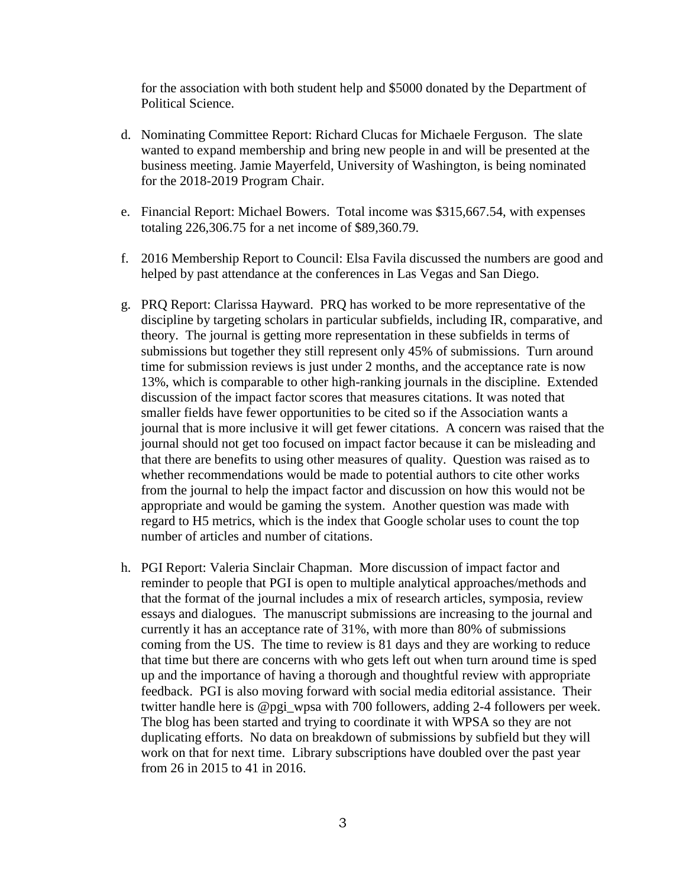for the association with both student help and $5000 donated by the Department of Political Science.

d. Nominating Committee Report: Richard Clucas for Michaele Ferguson. The slate wanted to expand membership and bring new people in and will be presented at the business meeting. Jamie Mayerfeld, University of Washington, is being nominated for the 2018-2019 Program Chair.

e. Financial Report: Michael Bowers. Total income was $315,667.54, with expenses totaling 226,306.75 for a net income of $89,360.79.

f. 2016 Membership Report to Council: Elsa Favila discussed the numbers are good and helped by past attendance at the conferences in Las Vegas and San Diego.

g. PRQ Report: Clarissa Hayward. PRQ has worked to be more representative of the discipline by targeting scholars in particular subfields, including IR, comparative, and theory. The journal is getting more representation in these subfields in terms of submissions but together they still represent only 45% of submissions. Turn around time for submission reviews is just under 2 months, and the acceptance rate is now 13%, which is comparable to other high-ranking journals in the discipline. Extended discussion of the impact factor scores that measures citations. It was noted that smaller fields have fewer opportunities to be cited so if the Association wants a journal that is more inclusive it will get fewer citations. A concern was raised that the journal should not get too focused on impact factor because it can be misleading and that there are benefits to using other measures of quality. Question was raised as to whether recommendations would be made to potential authors to cite other works from the journal to help the impact factor and discussion on how this would not be appropriate and would be gaming the system. Another question was made with regard to H5 metrics, which is the index that Google scholar uses to count the top number of articles and number of citations.

h. PGI Report: Valeria Sinclair Chapman. More discussion of impact factor and reminder to people that PGI is open to multiple analytical approaches/methods and that the format of the journal includes a mix of research articles, symposia, review essays and dialogues. The manuscript submissions are increasing to the journal and currently it has an acceptance rate of 31%, with more than 80% of submissions coming from the US. The time to review is 81 days and they are working to reduce that time but there are concerns with who gets left out when turn around time is sped up and the importance of having a thorough and thoughtful review with appropriate feedback. PGI is also moving forward with social media editorial assistance. Their twitter handle here is @pgi_wpsa with 700 followers, adding 2-4 followers per week. The blog has been started and trying to coordinate it with WPSA so they are not duplicating efforts. No data on breakdown of submissions by subfield but they will work on that for next time. Library subscriptions have doubled over the past year from 26 in 2015 to 41 in 2016.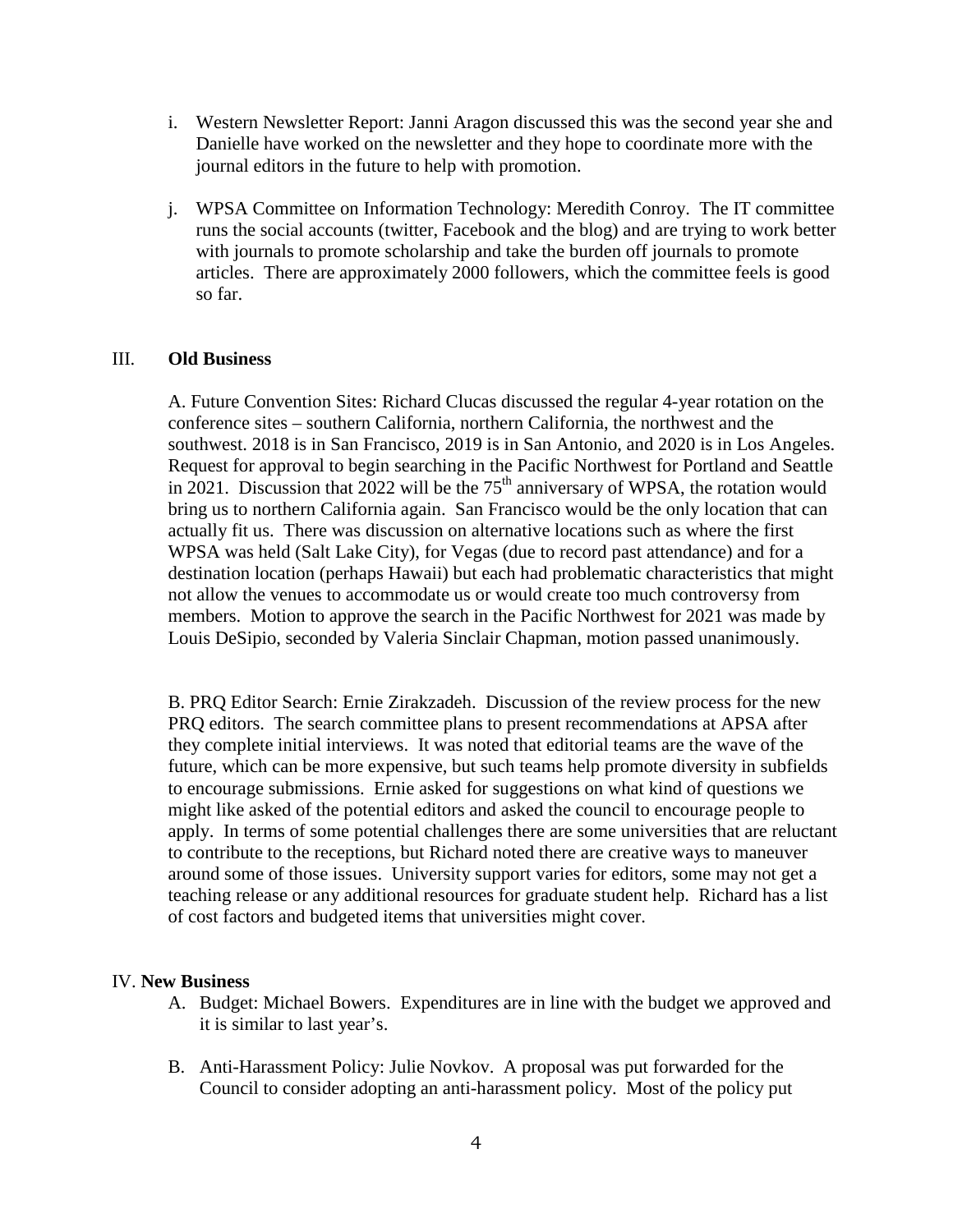i. Western Newsletter Report: Janni Aragon discussed this was the second year she and Danielle have worked on the newsletter and they hope to coordinate more with the journal editors in the future to help with promotion.

j. WPSA Committee on Information Technology: Meredith Conroy. The IT committee runs the social accounts (twitter, Facebook and the blog) and are trying to work better with journals to promote scholarship and take the burden off journals to promote articles. There are approximately 2000 followers, which the committee feels is good so far.

III. **Old Business**

A. Future Convention Sites: Richard Clucas discussed the regular 4-year rotation on the conference sites – southern California, northern California, the northwest and the southwest. 2018 is in San Francisco, 2019 is in San Antonio, and 2020 is in Los Angeles. Request for approval to begin searching in the Pacific Northwest for Portland and Seattle in 2021. Discussion that 2022 will be the 75th anniversary of WPSA, the rotation would bring us to northern California again. San Francisco would be the only location that can actually fit us. There was discussion on alternative locations such as where the first WPSA was held (Salt Lake City), for Vegas (due to record past attendance) and for a destination location (perhaps Hawaii) but each had problematic characteristics that might not allow the venues to accommodate us or would create too much controversy from members. Motion to approve the search in the Pacific Northwest for 2021 was made by Louis DeSipio, seconded by Valeria Sinclair Chapman, motion passed unanimously.

B. PRQ Editor Search: Ernie Zirakzadeh. Discussion of the review process for the new PRQ editors. The search committee plans to present recommendations at APSA after they complete initial interviews. It was noted that editorial teams are the wave of the future, which can be more expensive, but such teams help promote diversity in subfields to encourage submissions. Ernie asked for suggestions on what kind of questions we might like asked of the potential editors and asked the council to encourage people to apply. In terms of some potential challenges there are some universities that are reluctant to contribute to the receptions, but Richard noted there are creative ways to maneuver around some of those issues. University support varies for editors, some may not get a teaching release or any additional resources for graduate student help. Richard has a list of cost factors and budgeted items that universities might cover.

IV. **New Business**

A. Budget: Michael Bowers. Expenditures are in line with the budget we approved and it is similar to last year's.

B. Anti-Harassment Policy: Julie Novkov. A proposal was put forwarded for the Council to consider adopting an anti-harassment policy. Most of the policy put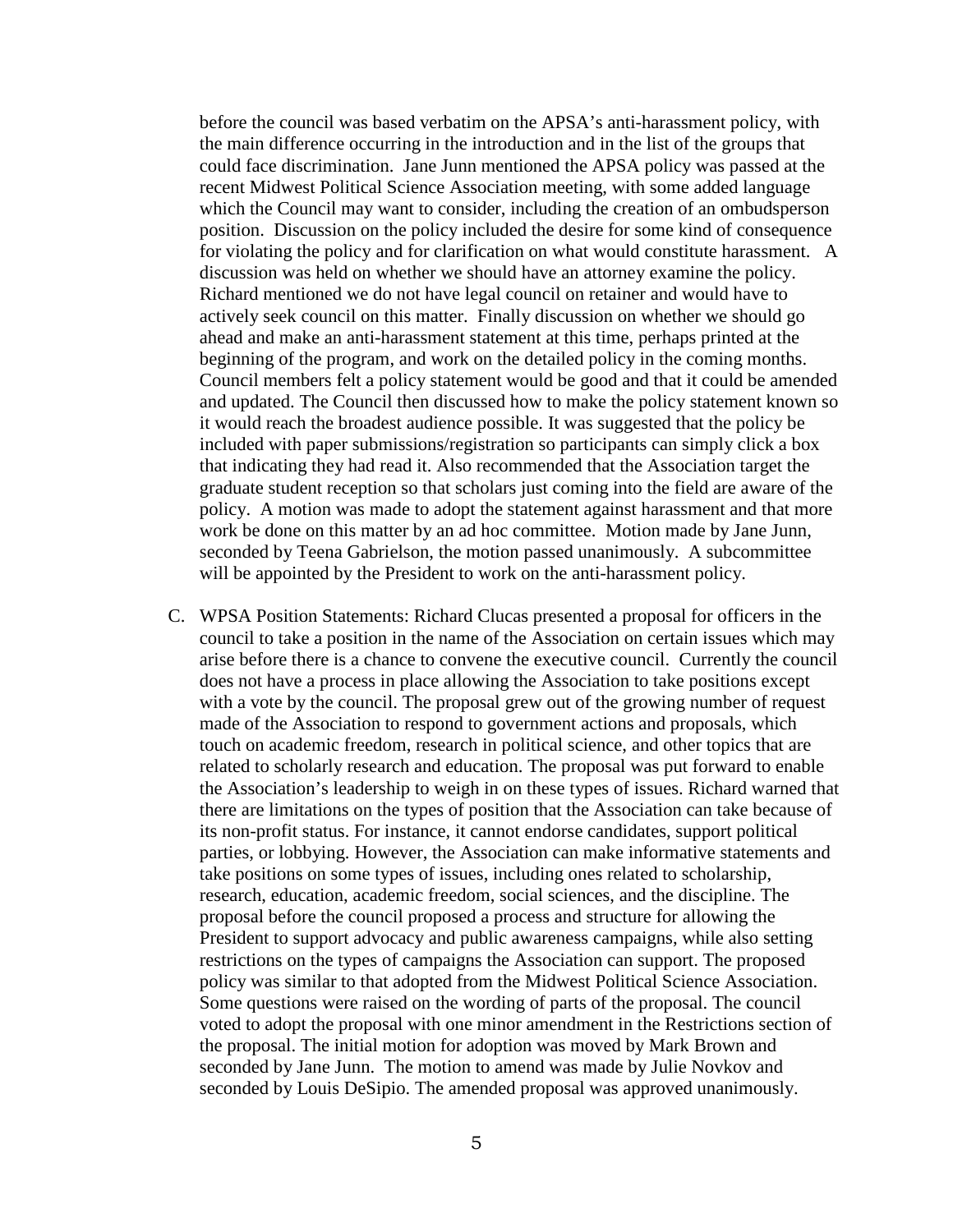before the council was based verbatim on the APSA's anti-harassment policy, with the main difference occurring in the introduction and in the list of the groups that could face discrimination. Jane Junn mentioned the APSA policy was passed at the recent Midwest Political Science Association meeting, with some added language which the Council may want to consider, including the creation of an ombudsperson position. Discussion on the policy included the desire for some kind of consequence for violating the policy and for clarification on what would constitute harassment. A discussion was held on whether we should have an attorney examine the policy. Richard mentioned we do not have legal council on retainer and would have to actively seek council on this matter. Finally discussion on whether we should go ahead and make an anti-harassment statement at this time, perhaps printed at the beginning of the program, and work on the detailed policy in the coming months. Council members felt a policy statement would be good and that it could be amended and updated. The Council then discussed how to make the policy statement known so it would reach the broadest audience possible. It was suggested that the policy be included with paper submissions/registration so participants can simply click a box that indicating they had read it. Also recommended that the Association target the graduate student reception so that scholars just coming into the field are aware of the policy. A motion was made to adopt the statement against harassment and that more work be done on this matter by an ad hoc committee. Motion made by Jane Junn, seconded by Teena Gabrielson, the motion passed unanimously. A subcommittee will be appointed by the President to work on the anti-harassment policy.

C. WPSA Position Statements: Richard Clucas presented a proposal for officers in the council to take a position in the name of the Association on certain issues which may arise before there is a chance to convene the executive council. Currently the council does not have a process in place allowing the Association to take positions except with a vote by the council. The proposal grew out of the growing number of request made of the Association to respond to government actions and proposals, which touch on academic freedom, research in political science, and other topics that are related to scholarly research and education. The proposal was put forward to enable the Association's leadership to weigh in on these types of issues. Richard warned that there are limitations on the types of position that the Association can take because of its non-profit status. For instance, it cannot endorse candidates, support political parties, or lobbying. However, the Association can make informative statements and take positions on some types of issues, including ones related to scholarship, research, education, academic freedom, social sciences, and the discipline. The proposal before the council proposed a process and structure for allowing the President to support advocacy and public awareness campaigns, while also setting restrictions on the types of campaigns the Association can support. The proposed policy was similar to that adopted from the Midwest Political Science Association. Some questions were raised on the wording of parts of the proposal. The council voted to adopt the proposal with one minor amendment in the Restrictions section of the proposal. The initial motion for adoption was moved by Mark Brown and seconded by Jane Junn. The motion to amend was made by Julie Novkov and seconded by Louis DeSipio. The amended proposal was approved unanimously.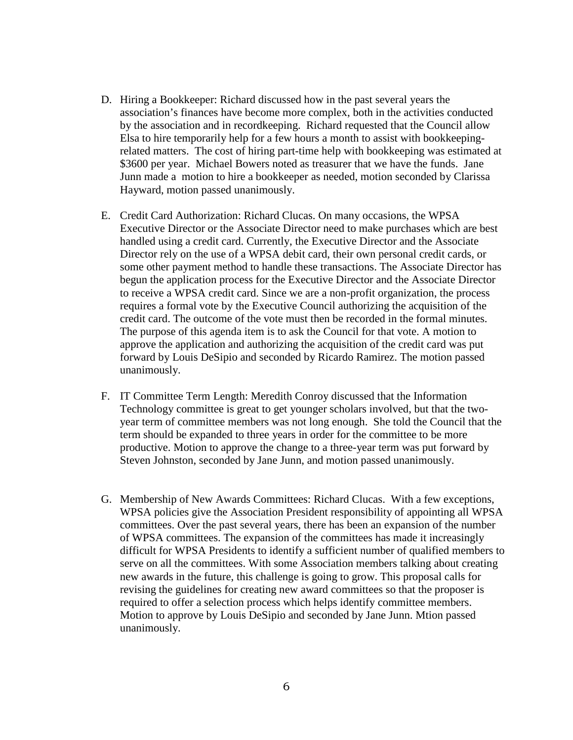D. Hiring a Bookkeeper: Richard discussed how in the past several years the association's finances have become more complex, both in the activities conducted by the association and in recordkeeping. Richard requested that the Council allow Elsa to hire temporarily help for a few hours a month to assist with bookkeeping-related matters. The cost of hiring part-time help with bookkeeping was estimated at $3600 per year. Michael Bowers noted as treasurer that we have the funds. Jane Junn made a motion to hire a bookkeeper as needed, motion seconded by Clarissa Hayward, motion passed unanimously.

E. Credit Card Authorization: Richard Clucas. On many occasions, the WPSA Executive Director or the Associate Director need to make purchases which are best handled using a credit card. Currently, the Executive Director and the Associate Director rely on the use of a WPSA debit card, their own personal credit cards, or some other payment method to handle these transactions. The Associate Director has begun the application process for the Executive Director and the Associate Director to receive a WPSA credit card. Since we are a non-profit organization, the process requires a formal vote by the Executive Council authorizing the acquisition of the credit card. The outcome of the vote must then be recorded in the formal minutes. The purpose of this agenda item is to ask the Council for that vote. A motion to approve the application and authorizing the acquisition of the credit card was put forward by Louis DeSipio and seconded by Ricardo Ramirez. The motion passed unanimously.

F. IT Committee Term Length: Meredith Conroy discussed that the Information Technology committee is great to get younger scholars involved, but that the two-year term of committee members was not long enough. She told the Council that the term should be expanded to three years in order for the committee to be more productive. Motion to approve the change to a three-year term was put forward by Steven Johnston, seconded by Jane Junn, and motion passed unanimously.

G. Membership of New Awards Committees: Richard Clucas. With a few exceptions, WPSA policies give the Association President responsibility of appointing all WPSA committees. Over the past several years, there has been an expansion of the number of WPSA committees. The expansion of the committees has made it increasingly difficult for WPSA Presidents to identify a sufficient number of qualified members to serve on all the committees. With some Association members talking about creating new awards in the future, this challenge is going to grow. This proposal calls for revising the guidelines for creating new award committees so that the proposer is required to offer a selection process which helps identify committee members. Motion to approve by Louis DeSipio and seconded by Jane Junn. Mtion passed unanimously.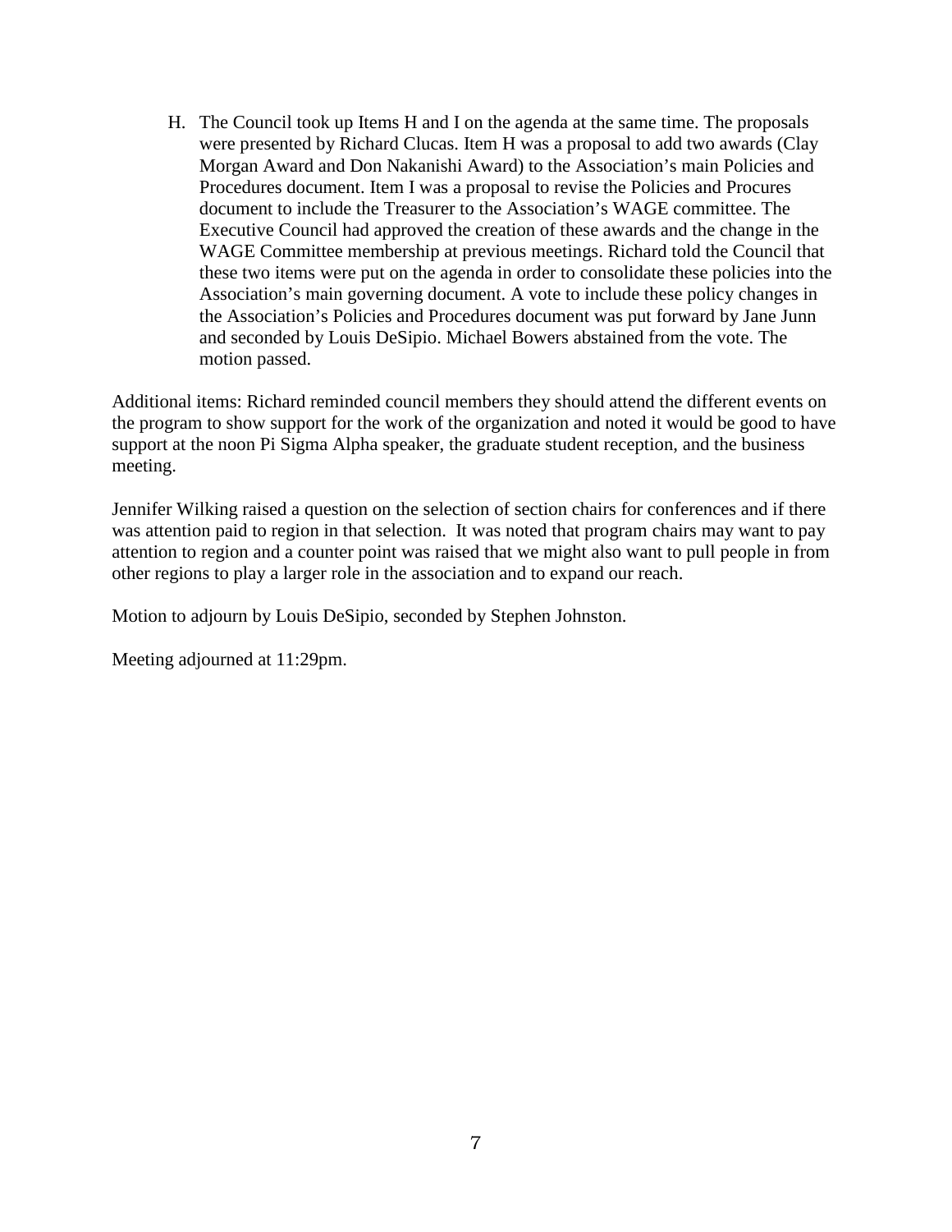H. The Council took up Items H and I on the agenda at the same time. The proposals were presented by Richard Clucas. Item H was a proposal to add two awards (Clay Morgan Award and Don Nakanishi Award) to the Association's main Policies and Procedures document. Item I was a proposal to revise the Policies and Procures document to include the Treasurer to the Association's WAGE committee. The Executive Council had approved the creation of these awards and the change in the WAGE Committee membership at previous meetings. Richard told the Council that these two items were put on the agenda in order to consolidate these policies into the Association's main governing document. A vote to include these policy changes in the Association's Policies and Procedures document was put forward by Jane Junn and seconded by Louis DeSipio. Michael Bowers abstained from the vote. The motion passed.

Additional items: Richard reminded council members they should attend the different events on the program to show support for the work of the organization and noted it would be good to have support at the noon Pi Sigma Alpha speaker, the graduate student reception, and the business meeting.

Jennifer Wilking raised a question on the selection of section chairs for conferences and if there was attention paid to region in that selection. It was noted that program chairs may want to pay attention to region and a counter point was raised that we might also want to pull people in from other regions to play a larger role in the association and to expand our reach.

Motion to adjourn by Louis DeSipio, seconded by Stephen Johnston.

Meeting adjourned at 11:29pm.